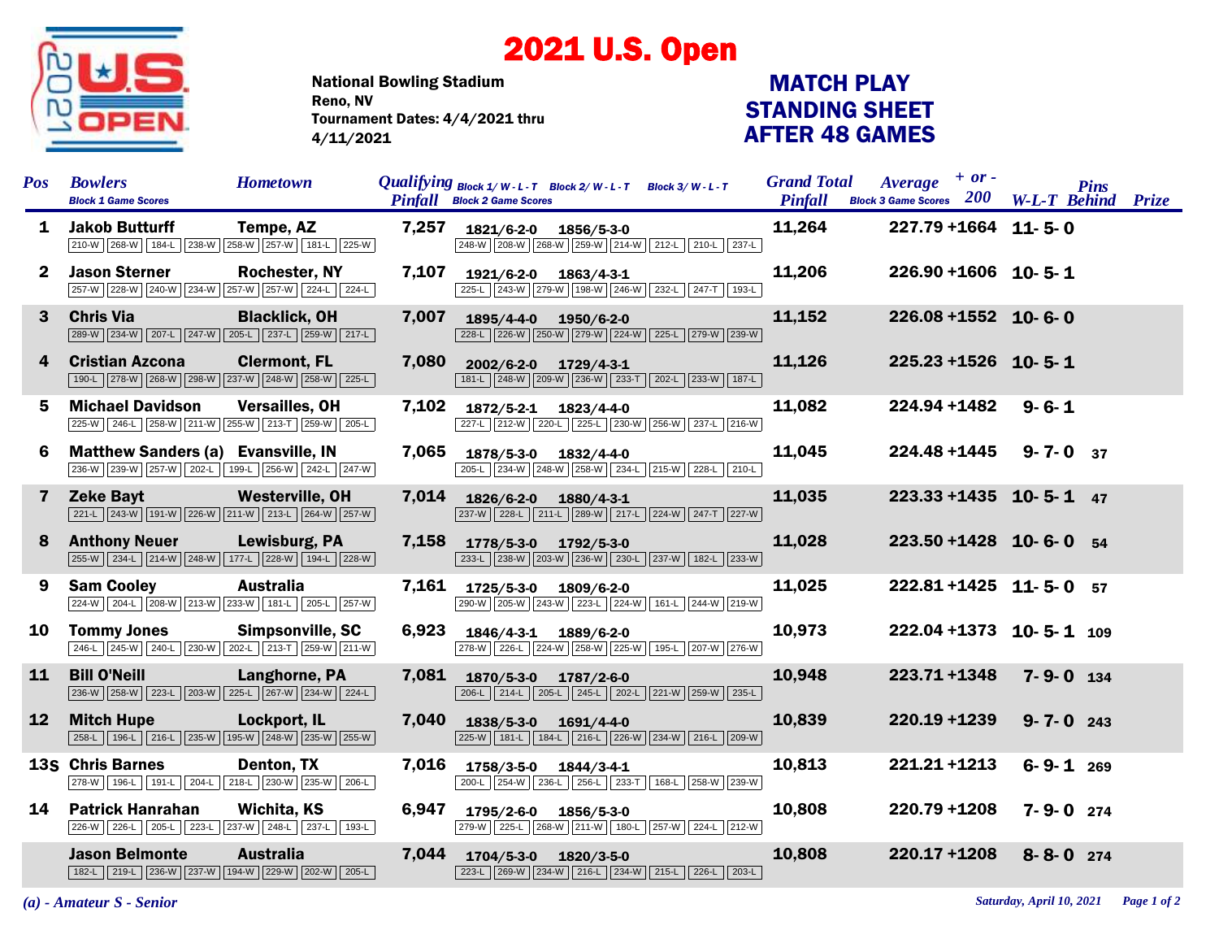# 2021 U.S. Open

National Bowling Stadium
Reno, NV
Tournament Dates: 4/4/2021 thru 4/11/2021

## MATCH PLAY STANDING SHEET AFTER 48 GAMES

| Pos | Bowlers | Hometown | Qualifying Pinfall | Block 1/ W-L-T | Block 2/ W-L-T | Block 3/ W-L-T | Grand Total Pinfall | Average | + or - 200 | W-L-T | Pins Behind | Prize |
|---|---|---|---|---|---|---|---|---|---|---|---|---|
| 1 | Jakob Butturff | Tempe, AZ | 7,257 | 1821/6-2-0 | 1856/5-3-0 | | 11,264 | 227.79 | +1664 | 11- 5- 0 | | |
| | Block 1: 210-W, 268-W, 184-L, 238-W, 258-W, 257-W, 181-L, 225-W | | | Block 2: 248-W, 208-W, 268-W, 259-W, 214-W, 212-L, 210-L, 237-L | | | | | | | | |
| 2 | Jason Sterner | Rochester, NY | 7,107 | 1921/6-2-0 | 1863/4-3-1 | | 11,206 | 226.90 | +1606 | 10- 5- 1 | | |
| | Block 1: 257-W, 228-W, 240-W, 234-W, 257-W, 257-W, 224-L, 224-L | | | Block 2: 225-L, 243-W, 279-W, 198-W, 246-W, 232-L, 247-T, 193-L | | | | | | | | |
| 3 | Chris Via | Blacklick, OH | 7,007 | 1895/4-4-0 | 1950/6-2-0 | | 11,152 | 226.08 | +1552 | 10- 6- 0 | | |
| | Block 1: 289-W, 234-W, 207-L, 247-W, 205-L, 237-L, 259-W, 217-L | | | Block 2: 228-L, 226-W, 250-W, 279-W, 224-W, 225-L, 279-W, 239-W | | | | | | | | |
| 4 | Cristian Azcona | Clermont, FL | 7,080 | 2002/6-2-0 | 1729/4-3-1 | | 11,126 | 225.23 | +1526 | 10- 5- 1 | | |
| | Block 1: 190-L, 278-W, 268-W, 298-W, 237-W, 248-W, 258-W, 225-L | | | Block 2: 181-L, 248-W, 209-W, 236-W, 233-T, 202-L, 233-W, 187-L | | | | | | | | |
| 5 | Michael Davidson | Versailles, OH | 7,102 | 1872/5-2-1 | 1823/4-4-0 | | 11,082 | 224.94 | +1482 | 9- 6- 1 | | |
| | Block 1: 225-W, 246-L, 258-W, 211-W, 255-W, 213-T, 259-W, 205-L | | | Block 2: 227-L, 212-W, 220-L, 225-L, 230-W, 256-W, 237-L, 216-W | | | | | | | | |
| 6 | Matthew Sanders (a) | Evansville, IN | 7,065 | 1878/5-3-0 | 1832/4-4-0 | | 11,045 | 224.48 | +1445 | 9- 7- 0 | 37 | |
| | Block 1: 236-W, 239-W, 257-W, 202-L, 199-L, 256-W, 242-L, 247-W | | | Block 2: 205-L, 234-W, 248-W, 258-W, 234-L, 215-W, 228-L, 210-L | | | | | | | | |
| 7 | Zeke Bayt | Westerville, OH | 7,014 | 1826/6-2-0 | 1880/4-3-1 | | 11,035 | 223.33 | +1435 | 10- 5- 1 | 47 | |
| | Block 1: 221-L, 243-W, 191-W, 226-W, 211-W, 213-L, 264-W, 257-W | | | Block 2: 237-W, 228-L, 211-L, 289-W, 217-L, 224-W, 247-T, 227-W | | | | | | | | |
| 8 | Anthony Neuer | Lewisburg, PA | 7,158 | 1778/5-3-0 | 1792/5-3-0 | | 11,028 | 223.50 | +1428 | 10- 6- 0 | 54 | |
| | Block 1: 255-W, 234-L, 214-W, 248-W, 177-L, 228-W, 194-L, 228-W | | | Block 2: 233-L, 238-W, 203-W, 236-W, 230-L, 237-W, 182-L, 233-W | | | | | | | | |
| 9 | Sam Cooley | Australia | 7,161 | 1725/5-3-0 | 1809/6-2-0 | | 11,025 | 222.81 | +1425 | 11- 5- 0 | 57 | |
| | Block 1: 224-W, 204-L, 208-W, 213-W, 233-W, 181-L, 205-L, 257-W | | | Block 2: 290-W, 205-W, 243-W, 223-L, 224-W, 161-L, 244-W, 219-W | | | | | | | | |
| 10 | Tommy Jones | Simpsonville, SC | 6,923 | 1846/4-3-1 | 1889/6-2-0 | | 10,973 | 222.04 | +1373 | 10- 5- 1 | 109 | |
| | Block 1: 246-L, 245-W, 240-L, 230-W, 202-L, 213-T, 259-W, 211-W | | | Block 2: 278-W, 226-L, 224-W, 258-W, 225-W, 195-L, 207-W, 276-W | | | | | | | | |
| 11 | Bill O'Neill | Langhorne, PA | 7,081 | 1870/5-3-0 | 1787/2-6-0 | | 10,948 | 223.71 | +1348 | 7- 9- 0 | 134 | |
| | Block 1: 236-W, 258-W, 223-L, 203-W, 225-L, 267-W, 234-W, 224-L | | | Block 2: 206-L, 214-L, 205-L, 245-L, 202-L, 221-W, 259-W, 235-L | | | | | | | | |
| 12 | Mitch Hupe | Lockport, IL | 7,040 | 1838/5-3-0 | 1691/4-4-0 | | 10,839 | 220.19 | +1239 | 9- 7- 0 | 243 | |
| | Block 1: 258-L, 196-L, 216-L, 235-W, 195-W, 248-W, 235-W, 255-W | | | Block 2: 225-W, 181-L, 184-L, 216-L, 226-W, 234-W, 216-L, 209-W | | | | | | | | |
| 13S | Chris Barnes | Denton, TX | 7,016 | 1758/3-5-0 | 1844/3-4-1 | | 10,813 | 221.21 | +1213 | 6- 9- 1 | 269 | |
| | Block 1: 278-W, 196-L, 191-L, 204-L, 218-L, 230-W, 235-W, 206-L | | | Block 2: 200-L, 254-W, 236-L, 256-L, 233-T, 168-L, 258-W, 239-W | | | | | | | | |
| 14 | Patrick Hanrahan | Wichita, KS | 6,947 | 1795/2-6-0 | 1856/5-3-0 | | 10,808 | 220.79 | +1208 | 7- 9- 0 | 274 | |
| | Block 1: 226-W, 226-L, 205-L, 223-L, 237-W, 248-L, 237-L, 193-L | | | Block 2: 279-W, 225-L, 268-W, 211-W, 180-L, 257-W, 224-L, 212-W | | | | | | | | |
| | Jason Belmonte | Australia | 7,044 | 1704/5-3-0 | 1820/3-5-0 | | 10,808 | 220.17 | +1208 | 8- 8- 0 | 274 | |
| | Block 1: 182-L, 219-L, 236-W, 237-W, 194-W, 229-W, 202-W, 205-L | | | Block 2: 223-L, 269-W, 234-W, 216-L, 234-W, 215-L, 226-L, 203-L | | | | | | | | |

*(a) - Amateur S - Senior*

*Saturday, April 10, 2021*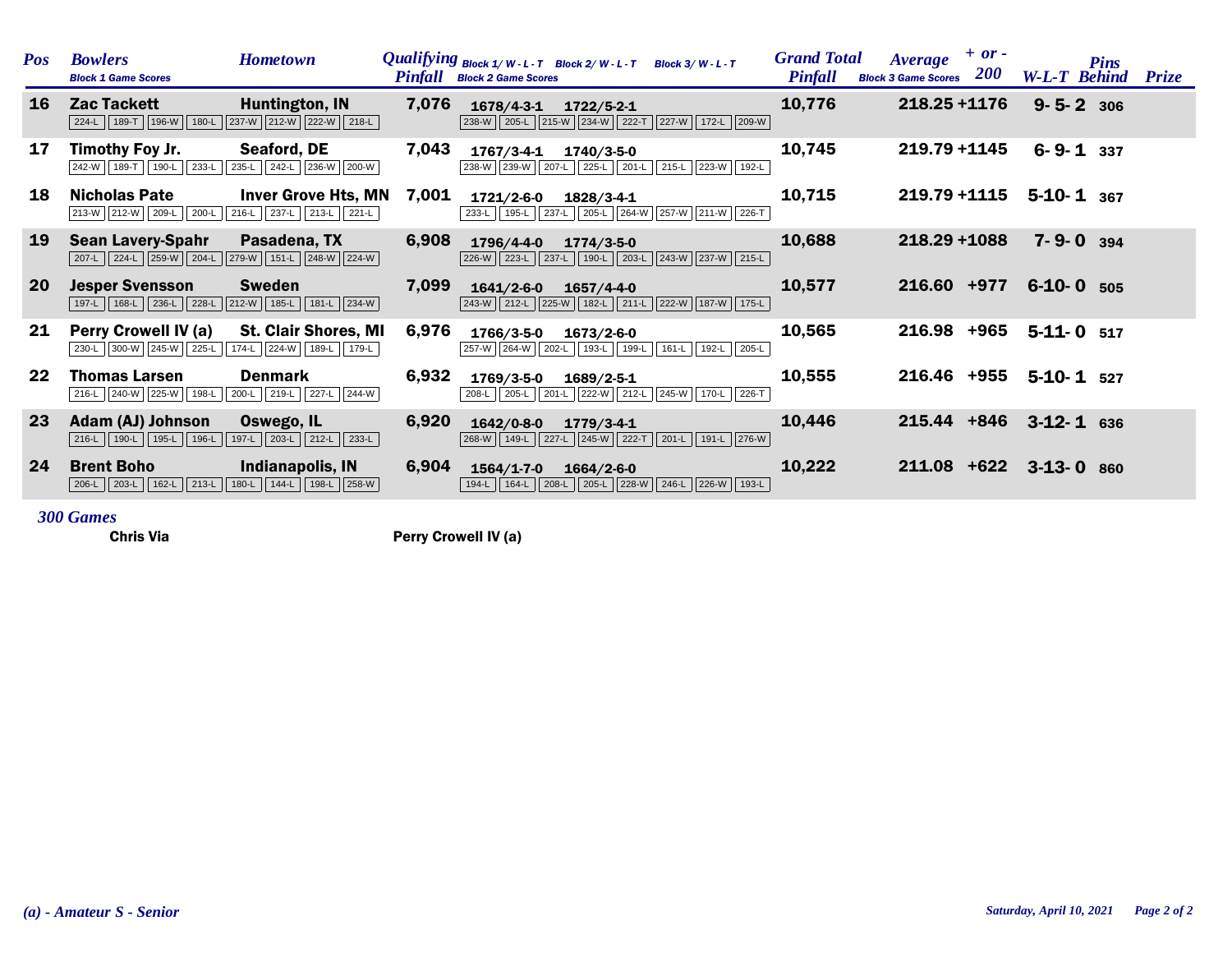| Pos | Bowlers / Block 1 Game Scores | Hometown | Qualifying Pinfall | Block 1/ W - L - T / Block 2 Game Scores | Block 2/ W - L - T | Block 3/ W - L - T | Grand Total Pinfall | Average / Block 3 Game Scores | + or - 200 | W-L-T | Pins Behind | Prize |
|---|---|---|---|---|---|---|---|---|---|---|---|---|
| 16 | Zac Tackett<br>224-L 189-T 196-W 180-L 237-W 212-W 222-W 218-L | Huntington, IN | 7,076 | 1678/4-3-1<br>238-W 205-L 215-W 234-W 222-T 227-W 172-L 209-W | 1722/5-2-1 | | 10,776 | 218.25 | +1176 | 9- 5- 2 | 306 | |
| 17 | Timothy Foy Jr.<br>242-W 189-T 190-L 233-L 235-L 242-L 236-W 200-W | Seaford, DE | 7,043 | 1767/3-4-1<br>238-W 239-W 207-L 225-L 201-L 215-L 223-W 192-L | 1740/3-5-0 | | 10,745 | 219.79 | +1145 | 6- 9- 1 | 337 | |
| 18 | Nicholas Pate<br>213-W 212-W 209-L 200-L 216-L 237-L 213-L 221-L | Inver Grove Hts, MN | 7,001 | 1721/2-6-0<br>233-L 195-L 237-L 205-L 264-W 257-W 211-W 226-T | 1828/3-4-1 | | 10,715 | 219.79 | +1115 | 5-10- 1 | 367 | |
| 19 | Sean Lavery-Spahr<br>207-L 224-L 259-W 204-L 279-W 151-L 248-W 224-W | Pasadena, TX | 6,908 | 1796/4-4-0<br>226-W 223-L 237-L 190-L 203-L 243-W 237-W 215-L | 1774/3-5-0 | | 10,688 | 218.29 | +1088 | 7- 9- 0 | 394 | |
| 20 | Jesper Svensson<br>197-L 168-L 236-L 228-L 212-W 185-L 181-L 234-W | Sweden | 7,099 | 1641/2-6-0<br>243-W 212-L 225-W 182-L 211-L 222-W 187-W 175-L | 1657/4-4-0 | | 10,577 | 216.60 | +977 | 6-10- 0 | 505 | |
| 21 | Perry Crowell IV (a)<br>230-L 300-W 245-W 225-L 174-L 224-W 189-L 179-L | St. Clair Shores, MI | 6,976 | 1766/3-5-0<br>257-W 264-W 202-L 193-L 199-L 161-L 192-L 205-L | 1673/2-6-0 | | 10,565 | 216.98 | +965 | 5-11- 0 | 517 | |
| 22 | Thomas Larsen<br>216-L 240-W 225-W 198-L 200-L 219-L 227-L 244-W | Denmark | 6,932 | 1769/3-5-0<br>208-L 205-L 201-L 222-W 212-L 245-W 170-L 226-T | 1689/2-5-1 | | 10,555 | 216.46 | +955 | 5-10- 1 | 527 | |
| 23 | Adam (AJ) Johnson<br>216-L 190-L 195-L 196-L 197-L 203-L 212-L 233-L | Oswego, IL | 6,920 | 1642/0-8-0<br>268-W 149-L 227-L 245-W 222-T 201-L 191-L 276-W | 1779/3-4-1 | | 10,446 | 215.44 | +846 | 3-12- 1 | 636 | |
| 24 | Brent Boho<br>206-L 203-L 162-L 213-L 180-L 144-L 198-L 258-W | Indianapolis, IN | 6,904 | 1564/1-7-0<br>194-L 164-L 208-L 205-L 228-W 246-L 226-W 193-L | 1664/2-6-0 | | 10,222 | 211.08 | +622 | 3-13- 0 | 860 | |

*300 Games*

**Chris Via** | **Perry Crowell IV (a)**

*(a) - Amateur S - Senior*

*Saturday, April 10, 2021*